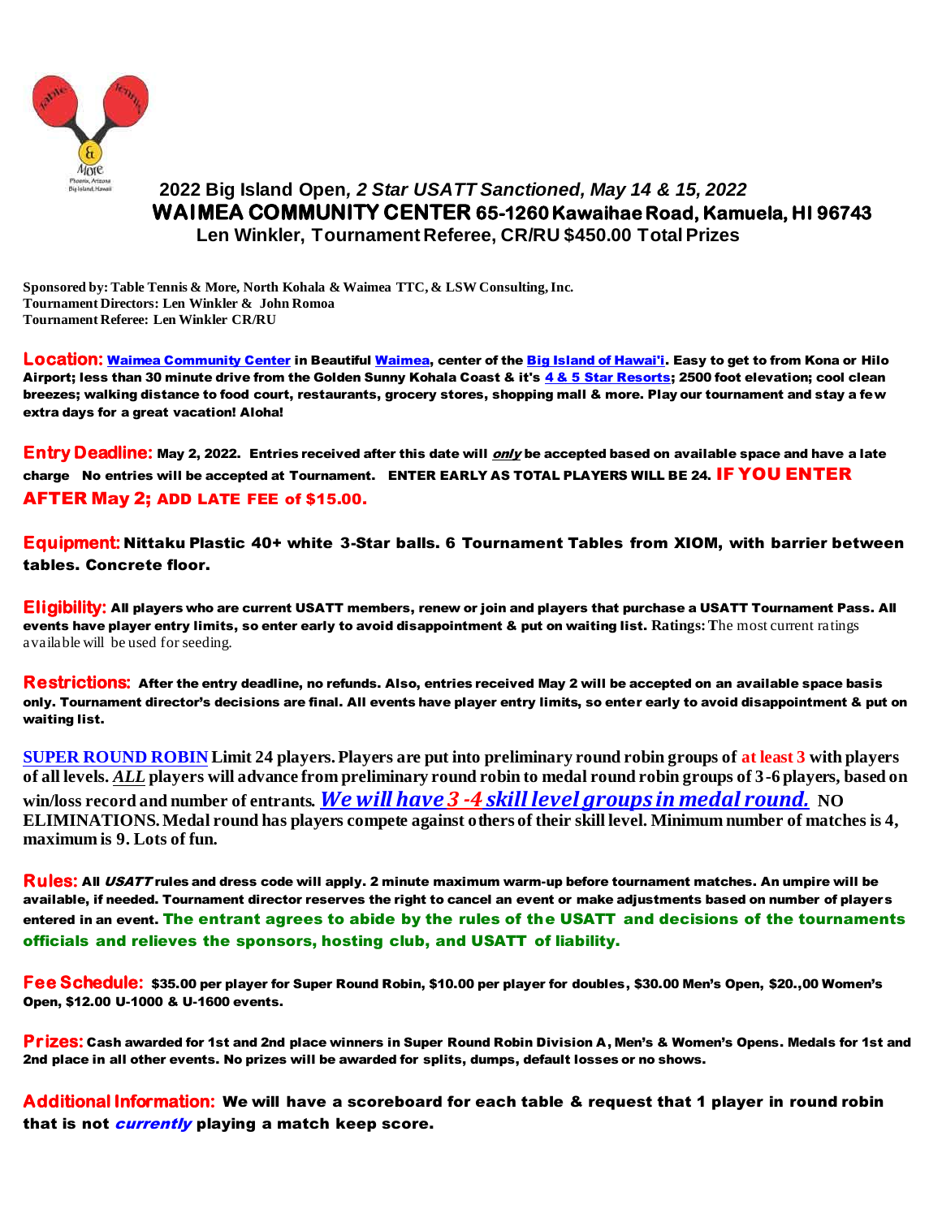# 2022 Big Island Open, *2 Star USATT Sanctioned, May 14 & 15, 2022*

## WAIMEA COMMUNITY CENTER 65-1260 Kawaihae Road, Kamuela, HI 96743

### Len Winkler, Tournament Referee, CR/RU $450.00 Total Prizes

**Sponsored by: Table Tennis & More, North Kohala & Waimea TTC, & LSW Consulting, Inc.**
**Tournament Directors: Len Winkler & John Romoa**
**Tournament Referee: Len Winkler CR/RU**

**Location:** **Waimea Community Center in Beautiful Waimea, center of the Big Island of Hawai'i. Easy to get to from Kona or Hilo Airport; less than 30 minute drive from the Golden Sunny Kohala Coast & it's 4 & 5 Star Resorts; 2500 foot elevation; cool clean breezes; walking distance to food court, restaurants, grocery stores, shopping mall & more. Play our tournament and stay a few extra days for a great vacation! Aloha!**

**Entry Deadline:** **May 2, 2022. Entries received after this date will *only* be accepted based on available space and have a late charge No entries will be accepted at Tournament. ENTER EARLY AS TOTAL PLAYERS WILL BE 24. IF YOU ENTER AFTER May 2; ADD LATE FEE of $15.00.**

**Equipment:** **Nittaku Plastic 40+ white 3-Star balls. 6 Tournament Tables from XIOM, with barrier between tables. Concrete floor.**

**Eligibility:** **All players who are current USATT members, renew or join and players that purchase a USATT Tournament Pass. All events have player entry limits, so enter early to avoid disappointment & put on waiting list. Ratings:** The most current ratings available will be used for seeding.

**Restrictions:** **After the entry deadline, no refunds. Also, entries received May 2 will be accepted on an available space basis only. Tournament director's decisions are final. All events have player entry limits, so enter early to avoid disappointment & put on waiting list.**

**SUPER ROUND ROBIN Limit 24 players. Players are put into preliminary round robin groups of at least 3 with players of all levels. *ALL* players will advance from preliminary round robin to medal round robin groups of 3-6 players, based on win/loss record and number of entrants. *We will have 3 -4 skill level groups in medal round.* NO ELIMINATIONS. Medal round has players compete against others of their skill level. Minimum number of matches is 4, maximum is 9. Lots of fun.**

**Rules:** **All *USATT* rules and dress code will apply. 2 minute maximum warm-up before tournament matches. An umpire will be available, if needed. Tournament director reserves the right to cancel an event or make adjustments based on number of players entered in an event. The entrant agrees to abide by the rules of the USATT and decisions of the tournaments officials and relieves the sponsors, hosting club, and USATT of liability.**

**Fee Schedule:** **$35.00 per player for Super Round Robin, $10.00 per player for doubles, $30.00 Men's Open, $20.,00 Women's Open, $12.00 U-1000 & U-1600 events.**

**Prizes:** **Cash awarded for 1st and 2nd place winners in Super Round Robin Division A, Men's & Women's Opens. Medals for 1st and 2nd place in all other events. No prizes will be awarded for splits, dumps, default losses or no shows.**

**Additional Information:** **We will have a scoreboard for each table & request that 1 player in round robin that is not *currently* playing a match keep score.**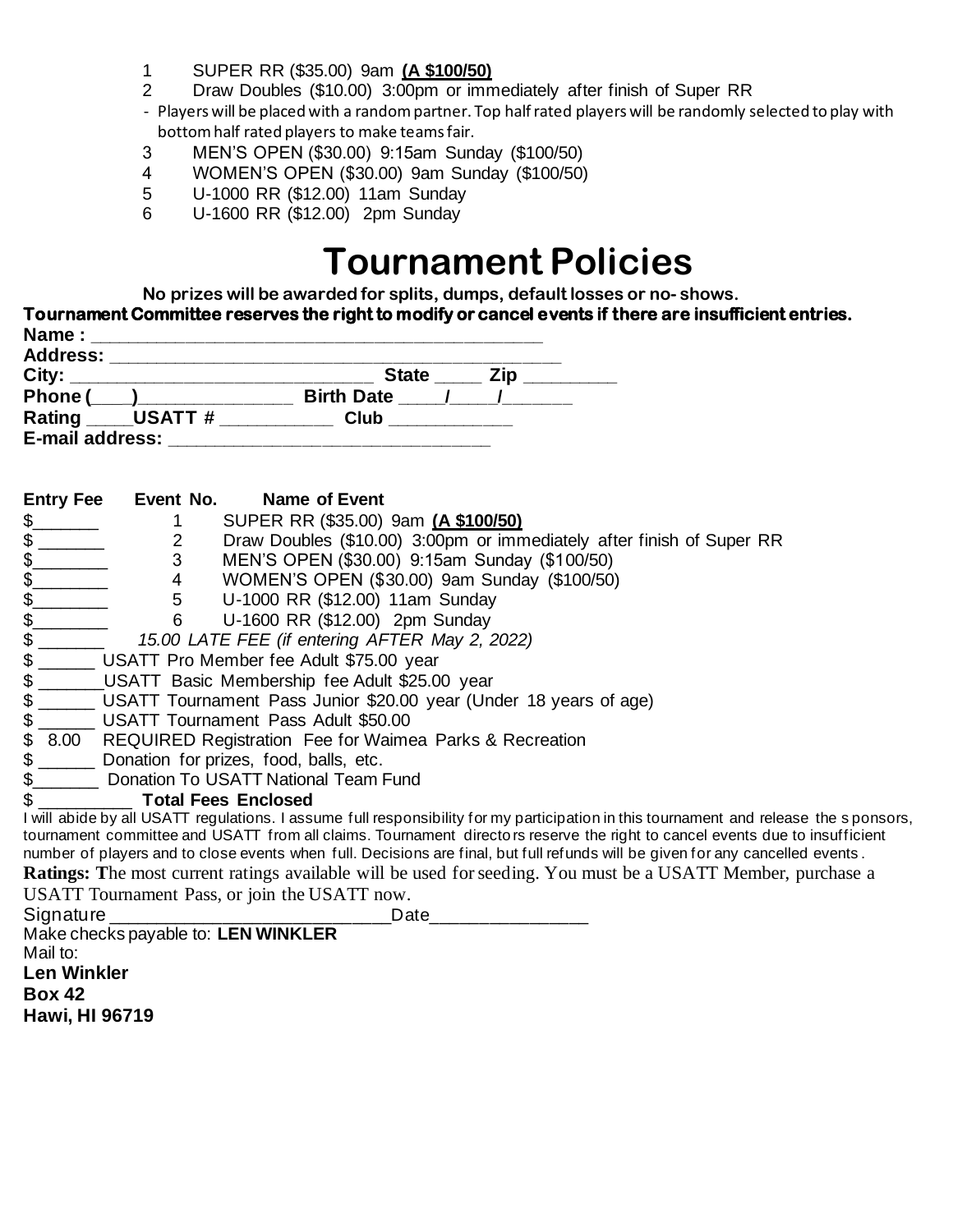1 SUPER RR ($35.00) 9am **(A $100/50)**

2 Draw Doubles ($10.00) 3:00pm or immediately after finish of Super RR

- Players will be placed with a random partner. Top half rated players will be randomly selected to play with bottom half rated players to make teams fair.

3 MEN'S OPEN ($30.00) 9:15am Sunday ($100/50)

4 WOMEN'S OPEN ($30.00) 9am Sunday ($100/50)

5 U-1000 RR ($12.00) 11am Sunday

6 U-1600 RR ($12.00) 2pm Sunday

# Tournament Policies

**No prizes will be awarded for splits, dumps, default losses or no- shows.**

**Tournament Committee reserves the right to modify or cancel events if there are insufficient entries.**

**Name :** ____________________________________________

**Address:** ____________________________________________

**City:** ______________________________ **State** _____ **Zip** _________

**Phone (**____**)**_______________ **Birth Date** ____/____/______

**Rating** ____**USATT #** ___________ **Club** ____________

**E-mail address:** _______________________________

| **Entry Fee** | **Event No.** | **Name of Event** |
|---|---|---|
| $_______ | 1 | SUPER RR ($35.00) 9am **(A $100/50)** |
| $ _______ | 2 | Draw Doubles ($10.00) 3:00pm or immediately after finish of Super RR |
| $________ | 3 | MEN'S OPEN ($30.00) 9:15am Sunday ($100/50) |
| $________ | 4 | WOMEN'S OPEN ($30.00) 9am Sunday ($100/50) |
| $________ | 5 | U-1000 RR ($12.00) 11am Sunday |
| $________ | 6 | U-1600 RR ($12.00) 2pm Sunday |
| $ _______ | | *15.00 LATE FEE (if entering AFTER May 2, 2022)* |

$ ______ USATT Pro Member fee Adult $75.00 year

$ _______USATT Basic Membership fee Adult $25.00 year

$ ______ USATT Tournament Pass Junior $20.00 year (Under 18 years of age)

$ ______ USATT Tournament Pass Adult $50.00

$ 8.00 REQUIRED Registration Fee for Waimea Parks & Recreation

$ ______ Donation for prizes, food, balls, etc.

$_______ Donation To USATT National Team Fund

$ _________ **Total Fees Enclosed**

I will abide by all USATT regulations. I assume full responsibility for my participation in this tournament and release the sponsors, tournament committee and USATT from all claims. Tournament directors reserve the right to cancel events due to insufficient number of players and to close events when full. Decisions are final, but full refunds will be given for any cancelled events.

**Ratings: T**he most current ratings available will be used for seeding. You must be a USATT Member, purchase a USATT Tournament Pass, or join the USATT now.

Signature ___________________________Date_______________

Make checks payable to: **LEN WINKLER**

Mail to:

**Len Winkler**
**Box 42**
**Hawi, HI 96719**